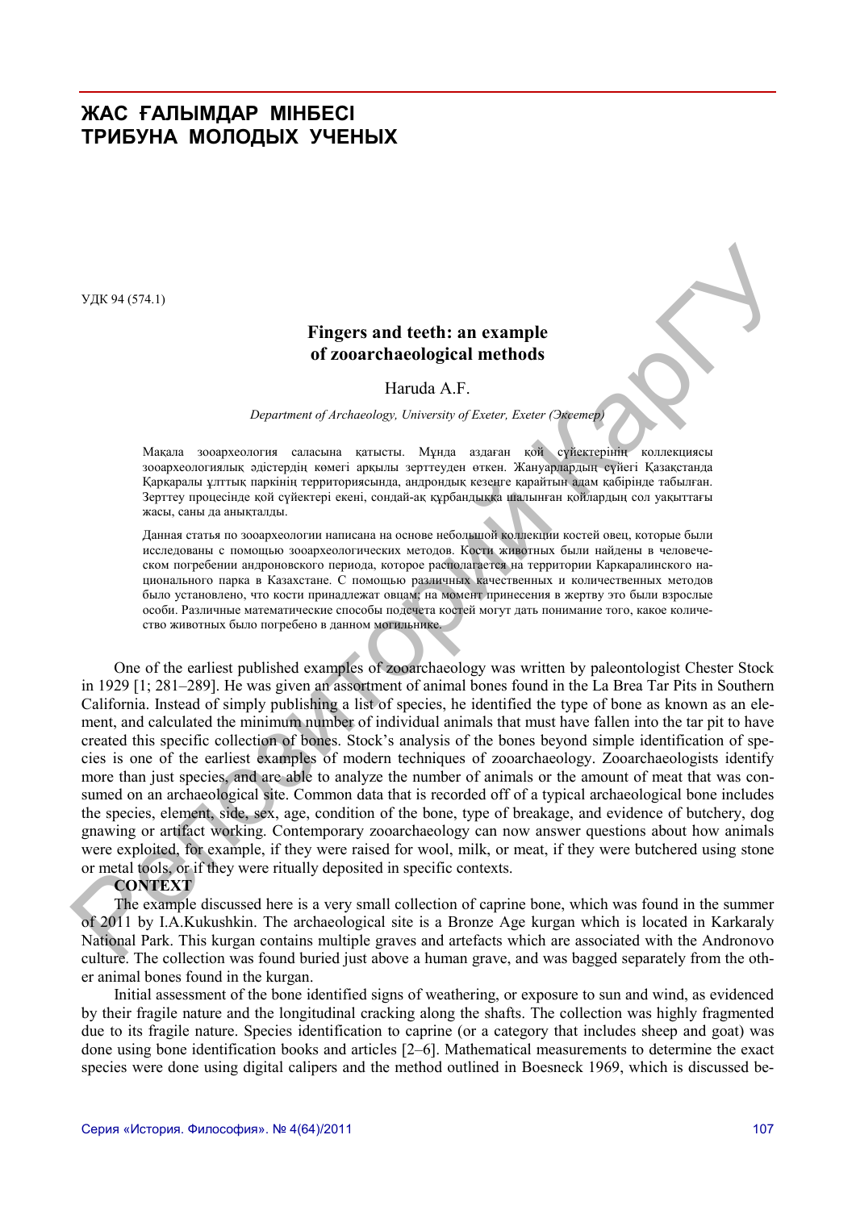# ЖАС ҒАЛЫМДАР МІНБЕСІ
# ТРИБУНА МОЛОДЫХ УЧЕНЫХ

УДК 94 (574.1)

## Fingers and teeth: an example of zooarchaeological methods

Haruda A.F.

*Department of Archaeology, University of Exeter, Exeter (Эксетер)*

Мақала зооархеология саласына қатысты. Мұнда аздаған қой сүйектерінің коллекциясы зооархеологиялық әдістердің көмегі арқылы зерттеуден өткен. Жануарлардың сүйегі Қазақстанда Қарқаралы ұлттық паркінің территориясында, андрондық кезеңге қарайтын адам қабірінде табылған. Зерттеу процесінде қой сүйектері екені, сондай-ақ құрбандыққа шалынған қойлардың сол уақыттағы жасы, саны да анықталды.

Данная статья по зооархеологии написана на основе небольшой коллекции костей овец, которые были исследованы с помощью зооархеологических методов. Кости животных были найдены в человеческом погребении андроновского периода, которое располагается на территории Каркаралинского национального парка в Казахстане. С помощью различных качественных и количественных методов было установлено, что кости принадлежат овцам; на момент принесения в жертву это были взрослые особи. Различные математические способы подсчета костей могут дать понимание того, какое количество животных было погребено в данном могильнике.

One of the earliest published examples of zooarchaeology was written by paleontologist Chester Stock in 1929 [1; 281–289]. He was given an assortment of animal bones found in the La Brea Tar Pits in Southern California. Instead of simply publishing a list of species, he identified the type of bone as known as an element, and calculated the minimum number of individual animals that must have fallen into the tar pit to have created this specific collection of bones. Stock's analysis of the bones beyond simple identification of species is one of the earliest examples of modern techniques of zooarchaeology. Zooarchaeologists identify more than just species, and are able to analyze the number of animals or the amount of meat that was consumed on an archaeological site. Common data that is recorded off of a typical archaeological bone includes the species, element, side, sex, age, condition of the bone, type of breakage, and evidence of butchery, dog gnawing or artifact working. Contemporary zooarchaeology can now answer questions about how animals were exploited, for example, if they were raised for wool, milk, or meat, if they were butchered using stone or metal tools, or if they were ritually deposited in specific contexts.

**CONTEXT**

The example discussed here is a very small collection of caprine bone, which was found in the summer of 2011 by I.A.Kukushkin. The archaeological site is a Bronze Age kurgan which is located in Karkaraly National Park. This kurgan contains multiple graves and artefacts which are associated with the Andronovo culture. The collection was found buried just above a human grave, and was bagged separately from the other animal bones found in the kurgan.

Initial assessment of the bone identified signs of weathering, or exposure to sun and wind, as evidenced by their fragile nature and the longitudinal cracking along the shafts. The collection was highly fragmented due to its fragile nature. Species identification to caprine (or a category that includes sheep and goat) was done using bone identification books and articles [2–6]. Mathematical measurements to determine the exact species were done using digital calipers and the method outlined in Boesneck 1969, which is discussed be-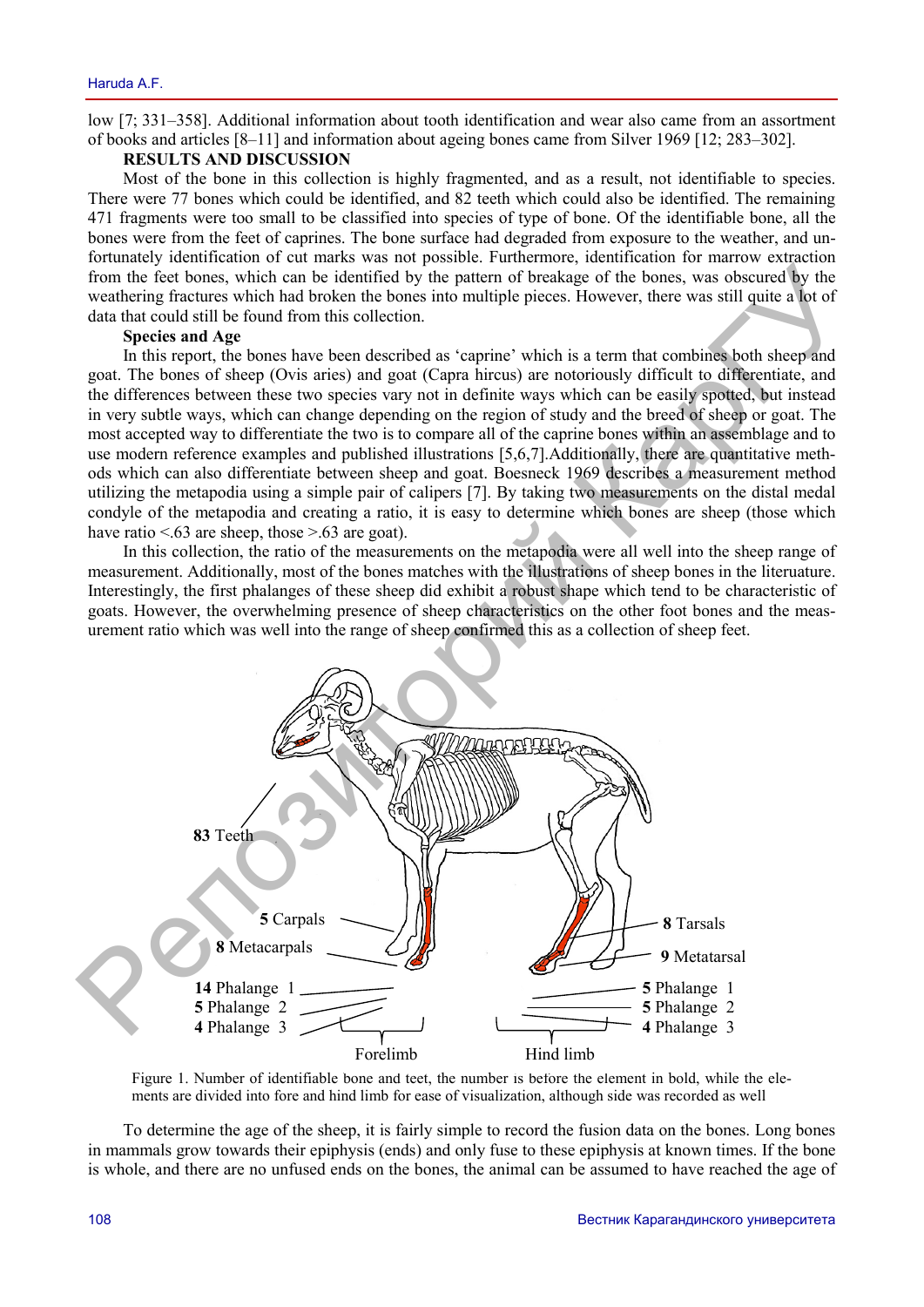low [7; 331–358]. Additional information about tooth identification and wear also came from an assortment of books and articles [8–11] and information about ageing bones came from Silver 1969 [12; 283–302].

**RESULTS AND DISCUSSION**

Most of the bone in this collection is highly fragmented, and as a result, not identifiable to species. There were 77 bones which could be identified, and 82 teeth which could also be identified. The remaining 471 fragments were too small to be classified into species of type of bone. Of the identifiable bone, all the bones were from the feet of caprines. The bone surface had degraded from exposure to the weather, and unfortunately identification of cut marks was not possible. Furthermore, identification for marrow extraction from the feet bones, which can be identified by the pattern of breakage of the bones, was obscured by the weathering fractures which had broken the bones into multiple pieces. However, there was still quite a lot of data that could still be found from this collection.

**Species and Age**

In this report, the bones have been described as 'caprine' which is a term that combines both sheep and goat. The bones of sheep (Ovis aries) and goat (Capra hircus) are notoriously difficult to differentiate, and the differences between these two species vary not in definite ways which can be easily spotted, but instead in very subtle ways, which can change depending on the region of study and the breed of sheep or goat. The most accepted way to differentiate the two is to compare all of the caprine bones within an assemblage and to use modern reference examples and published illustrations [5,6,7].Additionally, there are quantitative methods which can also differentiate between sheep and goat. Boesneck 1969 describes a measurement method utilizing the metapodia using a simple pair of calipers [7]. By taking two measurements on the distal medal condyle of the metapodia and creating a ratio, it is easy to determine which bones are sheep (those which have ratio <.63 are sheep, those >.63 are goat).

In this collection, the ratio of the measurements on the metapodia were all well into the sheep range of measurement. Additionally, most of the bones matches with the illustrations of sheep bones in the literuature. Interestingly, the first phalanges of these sheep did exhibit a robust shape which tend to be characteristic of goats. However, the overwhelming presence of sheep characteristics on the other foot bones and the measurement ratio which was well into the range of sheep confirmed this as a collection of sheep feet.

**83** Teeth

**5** Carpals

**8** Metacarpals

**14** Phalange 1

**5** Phalange 2

**4** Phalange 3

Forelimb

**8** Tarsals

**9** Metatarsal

**5** Phalange 1

**5** Phalange 2

**4** Phalange 3

Hind limb

Figure 1. Number of identifiable bone and teet, the number is before the element in bold, while the elements are divided into fore and hind limb for ease of visualization, although side was recorded as well

To determine the age of the sheep, it is fairly simple to record the fusion data on the bones. Long bones in mammals grow towards their epiphysis (ends) and only fuse to these epiphysis at known times. If the bone is whole, and there are no unfused ends on the bones, the animal can be assumed to have reached the age of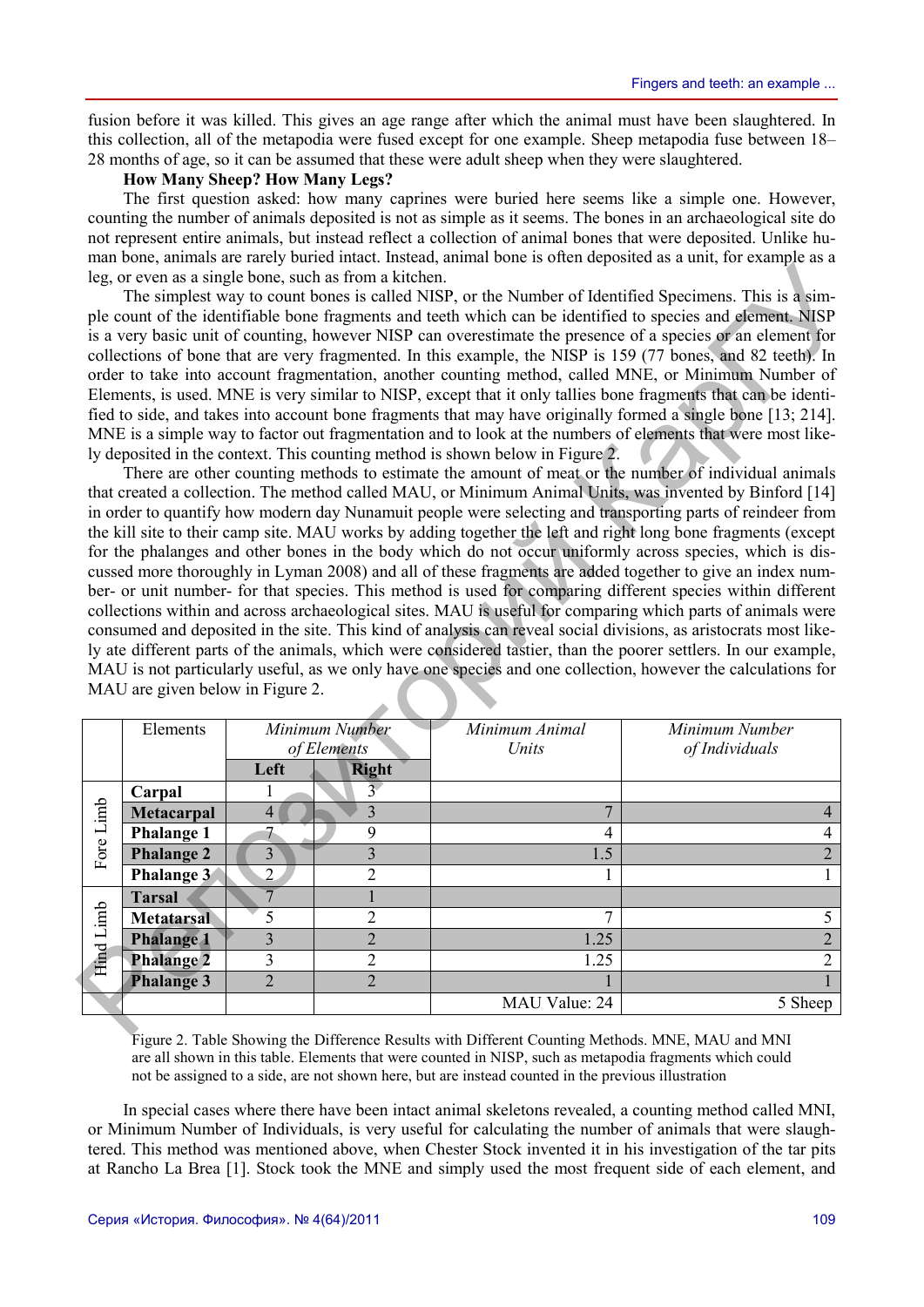fusion before it was killed. This gives an age range after which the animal must have been slaughtered. In this collection, all of the metapodia were fused except for one example. Sheep metapodia fuse between 18–28 months of age, so it can be assumed that these were adult sheep when they were slaughtered.

**How Many Sheep? How Many Legs?**

The first question asked: how many caprines were buried here seems like a simple one. However, counting the number of animals deposited is not as simple as it seems. The bones in an archaeological site do not represent entire animals, but instead reflect a collection of animal bones that were deposited. Unlike human bone, animals are rarely buried intact. Instead, animal bone is often deposited as a unit, for example as a leg, or even as a single bone, such as from a kitchen.

The simplest way to count bones is called NISP, or the Number of Identified Specimens. This is a simple count of the identifiable bone fragments and teeth which can be identified to species and element. NISP is a very basic unit of counting, however NISP can overestimate the presence of a species or an element for collections of bone that are very fragmented. In this example, the NISP is 159 (77 bones, and 82 teeth). In order to take into account fragmentation, another counting method, called MNE, or Minimum Number of Elements, is used. MNE is very similar to NISP, except that it only tallies bone fragments that can be identified to side, and takes into account bone fragments that may have originally formed a single bone [13; 214]. MNE is a simple way to factor out fragmentation and to look at the numbers of elements that were most likely deposited in the context. This counting method is shown below in Figure 2.

There are other counting methods to estimate the amount of meat or the number of individual animals that created a collection. The method called MAU, or Minimum Animal Units, was invented by Binford [14] in order to quantify how modern day Nunamuit people were selecting and transporting parts of reindeer from the kill site to their camp site. MAU works by adding together the left and right long bone fragments (except for the phalanges and other bones in the body which do not occur uniformly across species, which is discussed more thoroughly in Lyman 2008) and all of these fragments are added together to give an index number- or unit number- for that species. This method is used for comparing different species within different collections within and across archaeological sites. MAU is useful for comparing which parts of animals were consumed and deposited in the site. This kind of analysis can reveal social divisions, as aristocrats most likely ate different parts of the animals, which were considered tastier, than the poorer settlers. In our example, MAU is not particularly useful, as we only have one species and one collection, however the calculations for MAU are given below in Figure 2.

| | Elements | *Minimum Number of Elements* | | *Minimum Animal Units* | *Minimum Number of Individuals* |
|---|---|---|---|---|---|
| | | **Left** | **Right** | | |
| Fore Limb | **Carpal** | 1 | 3 | | |
| | **Metacarpal** | 4 | 3 | 7 | 4 |
| | **Phalange 1** | 7 | 9 | 4 | 4 |
| | **Phalange 2** | 3 | 3 | 1.5 | 2 |
| | **Phalange 3** | 2 | 2 | 1 | 1 |
| Hind Limb | **Tarsal** | 7 | 1 | | |
| | **Metatarsal** | 5 | 2 | 7 | 5 |
| | **Phalange 1** | 3 | 2 | 1.25 | 2 |
| | **Phalange 2** | 3 | 2 | 1.25 | 2 |
| | **Phalange 3** | 2 | 2 | 1 | 1 |
| | | | | MAU Value: 24 | 5 Sheep |

Figure 2. Table Showing the Difference Results with Different Counting Methods. MNE, MAU and MNI are all shown in this table. Elements that were counted in NISP, such as metapodia fragments which could not be assigned to a side, are not shown here, but are instead counted in the previous illustration

In special cases where there have been intact animal skeletons revealed, a counting method called MNI, or Minimum Number of Individuals, is very useful for calculating the number of animals that were slaughtered. This method was mentioned above, when Chester Stock invented it in his investigation of the tar pits at Rancho La Brea [1]. Stock took the MNE and simply used the most frequent side of each element, and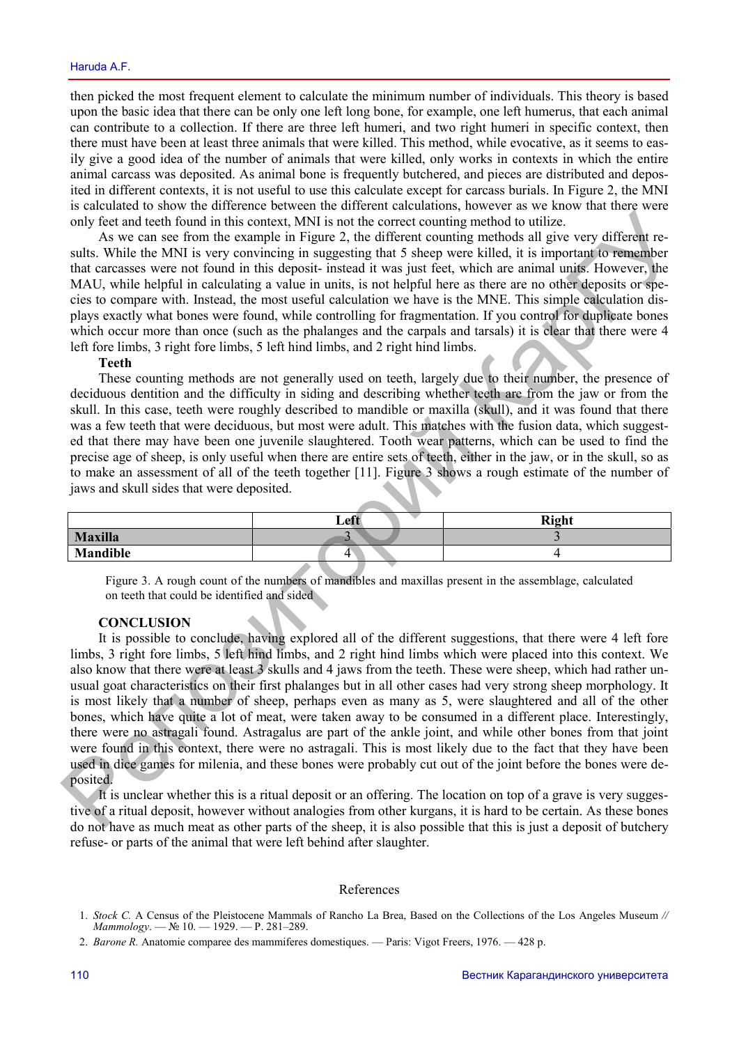then picked the most frequent element to calculate the minimum number of individuals. This theory is based upon the basic idea that there can be only one left long bone, for example, one left humerus, that each animal can contribute to a collection. If there are three left humeri, and two right humeri in specific context, then there must have been at least three animals that were killed. This method, while evocative, as it seems to easily give a good idea of the number of animals that were killed, only works in contexts in which the entire animal carcass was deposited. As animal bone is frequently butchered, and pieces are distributed and deposited in different contexts, it is not useful to use this calculate except for carcass burials. In Figure 2, the MNI is calculated to show the difference between the different calculations, however as we know that there were only feet and teeth found in this context, MNI is not the correct counting method to utilize.

As we can see from the example in Figure 2, the different counting methods all give very different results. While the MNI is very convincing in suggesting that 5 sheep were killed, it is important to remember that carcasses were not found in this deposit- instead it was just feet, which are animal units. However, the MAU, while helpful in calculating a value in units, is not helpful here as there are no other deposits or species to compare with. Instead, the most useful calculation we have is the MNE. This simple calculation displays exactly what bones were found, while controlling for fragmentation. If you control for duplicate bones which occur more than once (such as the phalanges and the carpals and tarsals) it is clear that there were 4 left fore limbs, 3 right fore limbs, 5 left hind limbs, and 2 right hind limbs.

**Teeth**

These counting methods are not generally used on teeth, largely due to their number, the presence of deciduous dentition and the difficulty in siding and describing whether teeth are from the jaw or from the skull. In this case, teeth were roughly described to mandible or maxilla (skull), and it was found that there was a few teeth that were deciduous, but most were adult. This matches with the fusion data, which suggested that there may have been one juvenile slaughtered. Tooth wear patterns, which can be used to find the precise age of sheep, is only useful when there are entire sets of teeth, either in the jaw, or in the skull, so as to make an assessment of all of the teeth together [11]. Figure 3 shows a rough estimate of the number of jaws and skull sides that were deposited.

| | Left | Right |
|---|---|---|
| **Maxilla** | 3 | 3 |
| **Mandible** | 4 | 4 |

Figure 3. A rough count of the numbers of mandibles and maxillas present in the assemblage, calculated on teeth that could be identified and sided

## CONCLUSION

It is possible to conclude, having explored all of the different suggestions, that there were 4 left fore limbs, 3 right fore limbs, 5 left hind limbs, and 2 right hind limbs which were placed into this context. We also know that there were at least 3 skulls and 4 jaws from the teeth. These were sheep, which had rather unusual goat characteristics on their first phalanges but in all other cases had very strong sheep morphology. It is most likely that a number of sheep, perhaps even as many as 5, were slaughtered and all of the other bones, which have quite a lot of meat, were taken away to be consumed in a different place. Interestingly, there were no astragali found. Astragalus are part of the ankle joint, and while other bones from that joint were found in this context, there were no astragali. This is most likely due to the fact that they have been used in dice games for milenia, and these bones were probably cut out of the joint before the bones were deposited.

It is unclear whether this is a ritual deposit or an offering. The location on top of a grave is very suggestive of a ritual deposit, however without analogies from other kurgans, it is hard to be certain. As these bones do not have as much meat as other parts of the sheep, it is also possible that this is just a deposit of butchery refuse- or parts of the animal that were left behind after slaughter.

### References

1. *Stock C.* A Census of the Pleistocene Mammals of Rancho La Brea, Based on the Collections of the Los Angeles Museum // *Mammology*. — № 10. — 1929. — P. 281–289.
2. *Barone R.* Anatomie comparee des mammiferes domestiques. — Paris: Vigot Freers, 1976. — 428 p.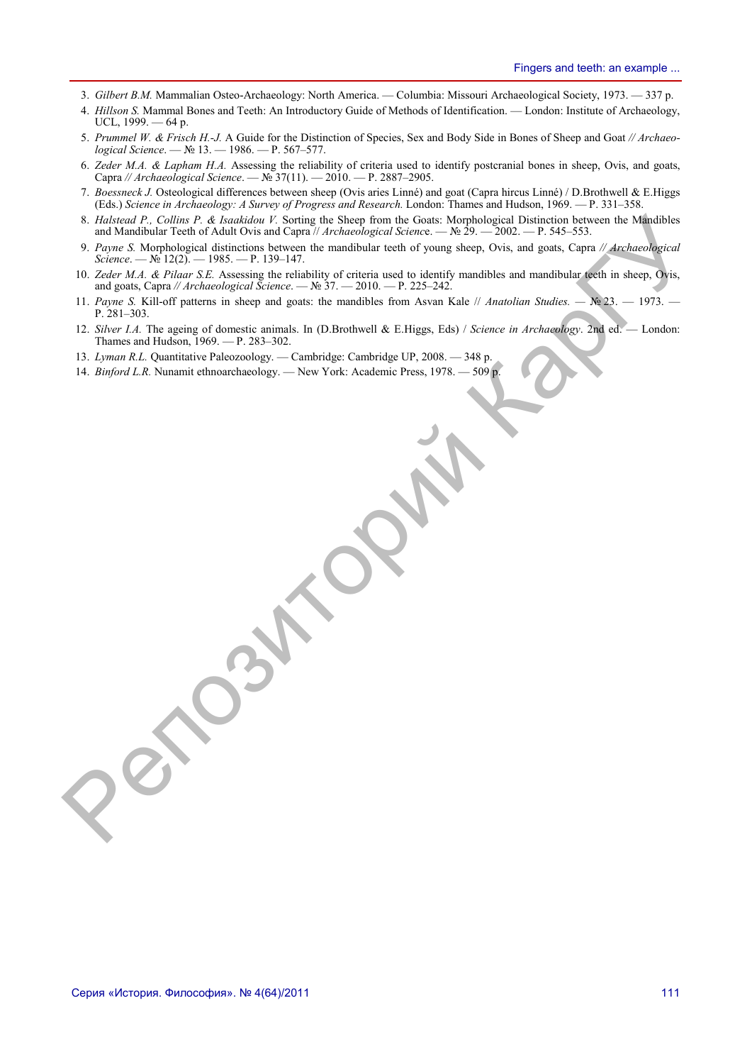3. *Gilbert B.M.* Mammalian Osteo-Archaeology: North America. — Columbia: Missouri Archaeological Society, 1973. — 337 p.
4. *Hillson S.* Mammal Bones and Teeth: An Introductory Guide of Methods of Identification. — London: Institute of Archaeology, UCL, 1999. — 64 p.
5. *Prummel W. & Frisch H.-J.* A Guide for the Distinction of Species, Sex and Body Side in Bones of Sheep and Goat *// Archaeological Science*. — № 13. — 1986. — P. 567–577.
6. *Zeder M.A. & Lapham H.A.* Assessing the reliability of criteria used to identify postcranial bones in sheep, Ovis, and goats, Capra *// Archaeological Science*. — № 37(11). — 2010. — P. 2887–2905.
7. *Boessneck J.* Osteological differences between sheep (Ovis aries Linné) and goat (Capra hircus Linné) / D.Brothwell & E.Higgs (Eds.) *Science in Archaeology: A Survey of Progress and Research.* London: Thames and Hudson, 1969. — P. 331–358.
8. *Halstead P., Collins P. & Isaakidou V.* Sorting the Sheep from the Goats: Morphological Distinction between the Mandibles and Mandibular Teeth of Adult Ovis and Capra // *Archaeological Science*. — № 29. — 2002. — P. 545–553.
9. *Payne S.* Morphological distinctions between the mandibular teeth of young sheep, Ovis, and goats, Capra *// Archaeological Science*. — № 12(2). — 1985. — P. 139–147.
10. *Zeder M.A. & Pilaar S.E.* Assessing the reliability of criteria used to identify mandibles and mandibular teeth in sheep, Ovis, and goats, Capra *// Archaeological Science*. — № 37. — 2010. — P. 225–242.
11. *Payne S.* Kill-off patterns in sheep and goats: the mandibles from Asvan Kale // *Anatolian Studies.* — № 23. — 1973. — P. 281–303.
12. *Silver I.A.* The ageing of domestic animals. In (D.Brothwell & E.Higgs, Eds) / *Science in Archaeology*. 2nd ed. — London: Thames and Hudson, 1969. — P. 283–302.
13. *Lyman R.L.* Quantitative Paleozoology. — Cambridge: Cambridge UP, 2008. — 348 p.
14. *Binford L.R.* Nunamit ethnoarchaeology. — New York: Academic Press, 1978. — 509 p.